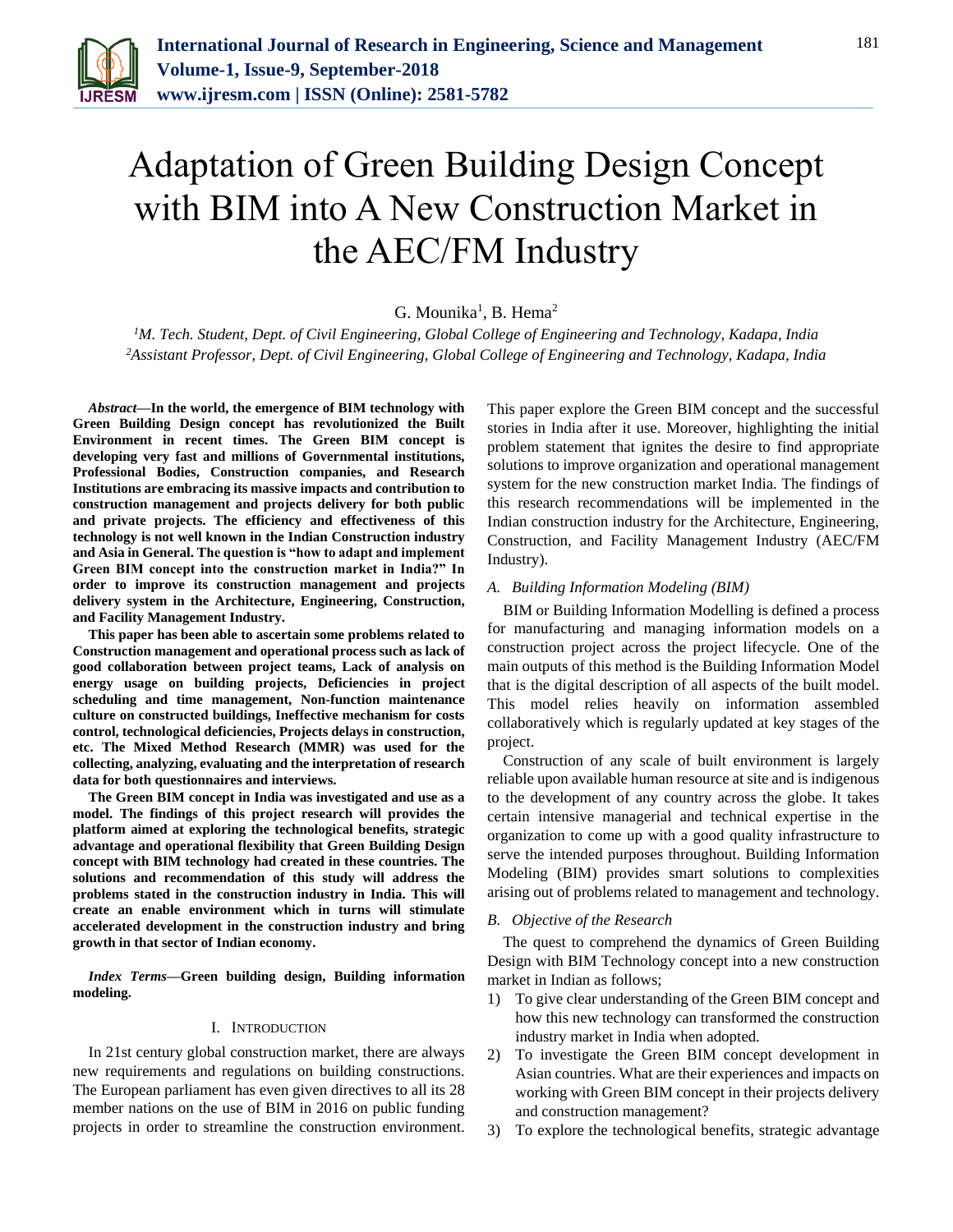# Adaptation of Green Building Design Concept with BIM into A New Construction Market in the AEC/FM Industry

G. Mounika[1], B. Hema[2]

[1]*M. Tech. Student, Dept. of Civil Engineering, Global College of Engineering and Technology, Kadapa, India*
[2]*Assistant Professor, Dept. of Civil Engineering, Global College of Engineering and Technology, Kadapa, India*

***Abstract*—In the world, the emergence of BIM technology with Green Building Design concept has revolutionized the Built Environment in recent times. The Green BIM concept is developing very fast and millions of Governmental institutions, Professional Bodies, Construction companies, and Research Institutions are embracing its massive impacts and contribution to construction management and projects delivery for both public and private projects. The efficiency and effectiveness of this technology is not well known in the Indian Construction industry and Asia in General. The question is "how to adapt and implement Green BIM concept into the construction market in India?" In order to improve its construction management and projects delivery system in the Architecture, Engineering, Construction, and Facility Management Industry.**

**This paper has been able to ascertain some problems related to Construction management and operational process such as lack of good collaboration between project teams, Lack of analysis on energy usage on building projects, Deficiencies in project scheduling and time management, Non-function maintenance culture on constructed buildings, Ineffective mechanism for costs control, technological deficiencies, Projects delays in construction, etc. The Mixed Method Research (MMR) was used for the collecting, analyzing, evaluating and the interpretation of research data for both questionnaires and interviews.**

**The Green BIM concept in India was investigated and use as a model. The findings of this project research will provides the platform aimed at exploring the technological benefits, strategic advantage and operational flexibility that Green Building Design concept with BIM technology had created in these countries. The solutions and recommendation of this study will address the problems stated in the construction industry in India. This will create an enable environment which in turns will stimulate accelerated development in the construction industry and bring growth in that sector of Indian economy.**

***Index Terms*—Green building design, Building information modeling.**

## I. Introduction

In 21st century global construction market, there are always new requirements and regulations on building constructions. The European parliament has even given directives to all its 28 member nations on the use of BIM in 2016 on public funding projects in order to streamline the construction environment. This paper explore the Green BIM concept and the successful stories in India after it use. Moreover, highlighting the initial problem statement that ignites the desire to find appropriate solutions to improve organization and operational management system for the new construction market India. The findings of this research recommendations will be implemented in the Indian construction industry for the Architecture, Engineering, Construction, and Facility Management Industry (AEC/FM Industry).

### *A. Building Information Modeling (BIM)*

BIM or Building Information Modelling is defined a process for manufacturing and managing information models on a construction project across the project lifecycle. One of the main outputs of this method is the Building Information Model that is the digital description of all aspects of the built model. This model relies heavily on information assembled collaboratively which is regularly updated at key stages of the project.

Construction of any scale of built environment is largely reliable upon available human resource at site and is indigenous to the development of any country across the globe. It takes certain intensive managerial and technical expertise in the organization to come up with a good quality infrastructure to serve the intended purposes throughout. Building Information Modeling (BIM) provides smart solutions to complexities arising out of problems related to management and technology.

### *B. Objective of the Research*

The quest to comprehend the dynamics of Green Building Design with BIM Technology concept into a new construction market in Indian as follows;

1) To give clear understanding of the Green BIM concept and how this new technology can transformed the construction industry market in India when adopted.
2) To investigate the Green BIM concept development in Asian countries. What are their experiences and impacts on working with Green BIM concept in their projects delivery and construction management?
3) To explore the technological benefits, strategic advantage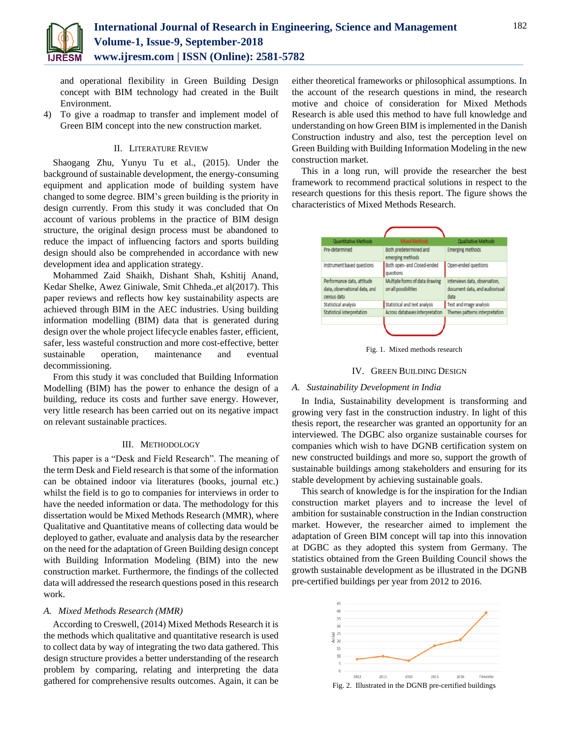and operational flexibility in Green Building Design concept with BIM technology had created in the Built Environment.

4) To give a roadmap to transfer and implement model of Green BIM concept into the new construction market.

## II. Literature Review

Shaogang Zhu, Yunyu Tu et al., (2015). Under the background of sustainable development, the energy-consuming equipment and application mode of building system have changed to some degree. BIM's green building is the priority in design currently. From this study it was concluded that On account of various problems in the practice of BIM design structure, the original design process must be abandoned to reduce the impact of influencing factors and sports building design should also be comprehended in accordance with new development idea and application strategy.

Mohammed Zaid Shaikh, Dishant Shah, Kshitij Anand, Kedar Shelke, Awez Giniwale, Smit Chheda.,et al(2017). This paper reviews and reflects how key sustainability aspects are achieved through BIM in the AEC industries. Using building information modelling (BIM) data that is generated during design over the whole project lifecycle enables faster, efficient, safer, less wasteful construction and more cost-effective, better sustainable operation, maintenance and eventual decommissioning.

From this study it was concluded that Building Information Modelling (BIM) has the power to enhance the design of a building, reduce its costs and further save energy. However, very little research has been carried out on its negative impact on relevant sustainable practices.

## III. Methodology

This paper is a "Desk and Field Research". The meaning of the term Desk and Field research is that some of the information can be obtained indoor via literatures (books, journal etc.) whilst the field is to go to companies for interviews in order to have the needed information or data. The methodology for this dissertation would be Mixed Methods Research (MMR), where Qualitative and Quantitative means of collecting data would be deployed to gather, evaluate and analysis data by the researcher on the need for the adaptation of Green Building design concept with Building Information Modeling (BIM) into the new construction market. Furthermore, the findings of the collected data will addressed the research questions posed in this research work.

### *A. Mixed Methods Research (MMR)*

According to Creswell, (2014) Mixed Methods Research it is the methods which qualitative and quantitative research is used to collect data by way of integrating the two data gathered. This design structure provides a better understanding of the research problem by comparing, relating and interpreting the data gathered for comprehensive results outcomes. Again, it can be either theoretical frameworks or philosophical assumptions. In the account of the research questions in mind, the research motive and choice of consideration for Mixed Methods Research is able used this method to have full knowledge and understanding on how Green BIM is implemented in the Danish Construction industry and also, test the perception level on Green Building with Building Information Modeling in the new construction market.

This in a long run, will provide the researcher the best framework to recommend practical solutions in respect to the research questions for this thesis report. The figure shows the characteristics of Mixed Methods Research.

| Quantitative Methods | Mixed Methods | Qualitative Methods |
|---|---|---|
| Pre-determined | Both predetermined and emerging methods | Emerging methods |
| Instrument based questions | Both open- and Closed-ended questions | Open-ended questions |
| Performance data, attitude data, observational data, and census data | Multiple forms of data drawing on all possibilities | Interviews data, observation, document data, and audiovisual data |
| Statistical analysis | Statistical and text analysis | Text and image analysis |
| Statistical interpretation | Across databases interpretation | Themes patterns interpretation |

Fig. 1. Mixed methods research

## IV. Green Building Design

### *A. Sustainability Development in India*

In India, Sustainability development is transforming and growing very fast in the construction industry. In light of this thesis report, the researcher was granted an opportunity for an interviewed. The DGBC also organize sustainable courses for companies which wish to have DGNB certification system on new constructed buildings and more so, support the growth of sustainable buildings among stakeholders and ensuring for its stable development by achieving sustainable goals.

This search of knowledge is for the inspiration for the Indian construction market players and to increase the level of ambition for sustainable construction in the Indian construction market. However, the researcher aimed to implement the adaptation of Green BIM concept will tap into this innovation at DGBC as they adopted this system from Germany. The statistics obtained from the Green Building Council shows the growth sustainable development as be illustrated in the DGNB pre-certified buildings per year from 2012 to 2016.

Fig. 2. Illustrated in the DGNB pre-certified buildings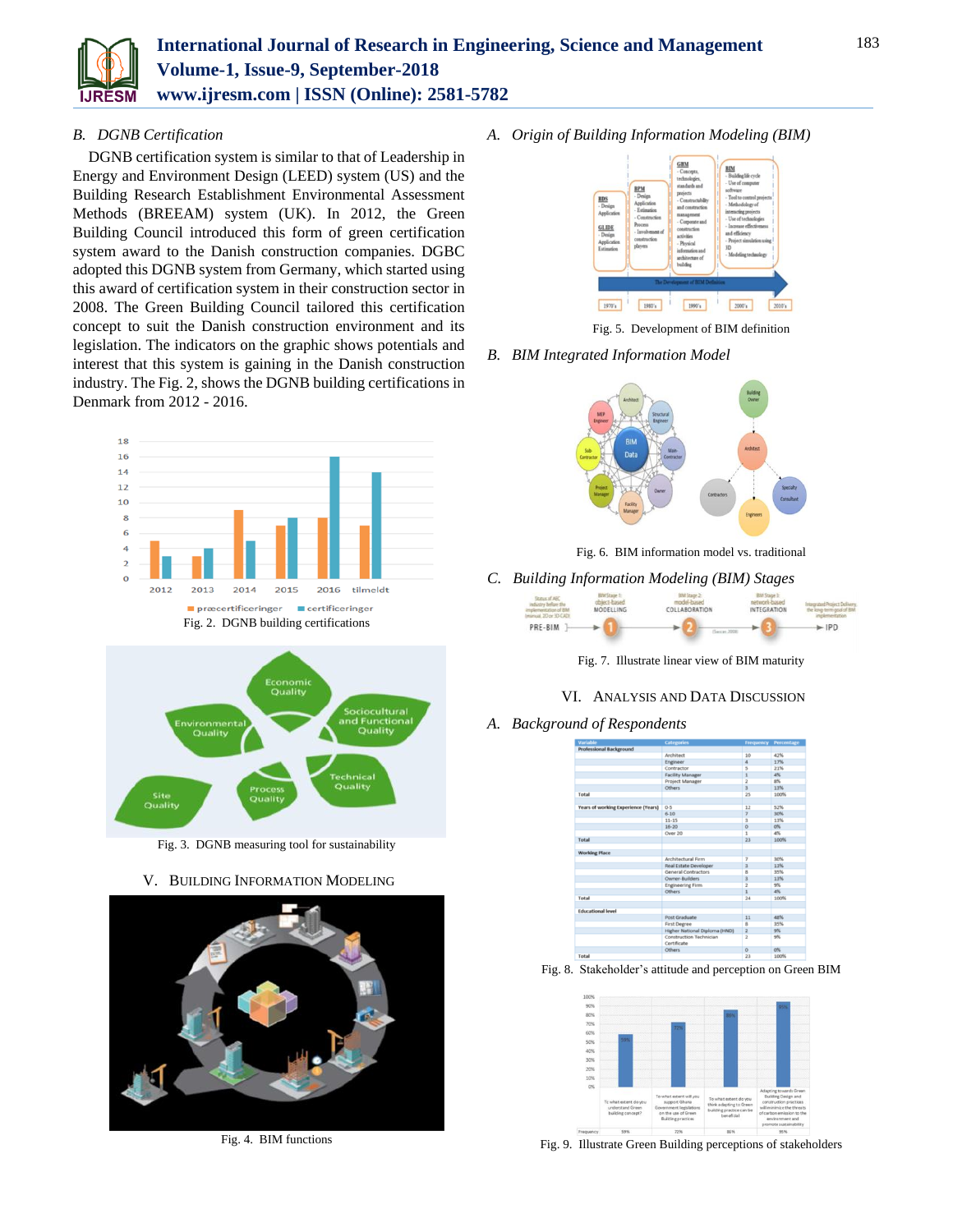### B. DGNB Certification

DGNB certification system is similar to that of Leadership in Energy and Environment Design (LEED) system (US) and the Building Research Establishment Environmental Assessment Methods (BREEAM) system (UK). In 2012, the Green Building Council introduced this form of green certification system award to the Danish construction companies. DGBC adopted this DGNB system from Germany, which started using this award of certification system in their construction sector in 2008. The Green Building Council tailored this certification concept to suit the Danish construction environment and its legislation. The indicators on the graphic shows potentials and interest that this system is gaining in the Danish construction industry. The Fig. 2, shows the DGNB building certifications in Denmark from 2012 - 2016.

Fig. 2. DGNB building certifications

Fig. 3. DGNB measuring tool for sustainability

## V. Building Information Modeling

Fig. 4. BIM functions

### A. Origin of Building Information Modeling (BIM)

Fig. 5. Development of BIM definition

### B. BIM Integrated Information Model

Fig. 6. BIM information model vs. traditional

### C. Building Information Modeling (BIM) Stages

Fig. 7. Illustrate linear view of BIM maturity

## VI. Analysis and Data Discussion

### A. Background of Respondents

| Variable | Categories | Frequency | Percentage |
|---|---|---|---|
| Professional Background | | | |
| | Architect | 10 | 42% |
| | Engineer | 4 | 17% |
| | Contractor | 5 | 21% |
| | Facility Manager | 1 | 4% |
| | Project Manager | 2 | 8% |
| | Others | 3 | 13% |
| Total | | 25 | 100% |
| Years of working Experience (Years) | 0-5 | 12 | 52% |
| | 6-10 | 7 | 30% |
| | 11-15 | 3 | 13% |
| | 16-20 | 0 | 0% |
| | Over 20 | 1 | 4% |
| Total | | 23 | 100% |
| Working Place | | | |
| | Architectural Firm | 7 | 30% |
| | Real Estate Developer | 3 | 13% |
| | General Contractors | 8 | 35% |
| | Owner-Builders | 3 | 13% |
| | Engineering Firm | 2 | 9% |
| | Others | 1 | 4% |
| Total | | 24 | 100% |
| Educational level | | | |
| | Post Graduate | 11 | 48% |
| | First Degree | 8 | 35% |
| | Higher National Diploma (HND) | 2 | 9% |
| | Construction Technician Certificate | 2 | 9% |
| | Others | 0 | 0% |
| Total | | 23 | 100% |

Fig. 8. Stakeholder's attitude and perception on Green BIM

Fig. 9. Illustrate Green Building perceptions of stakeholders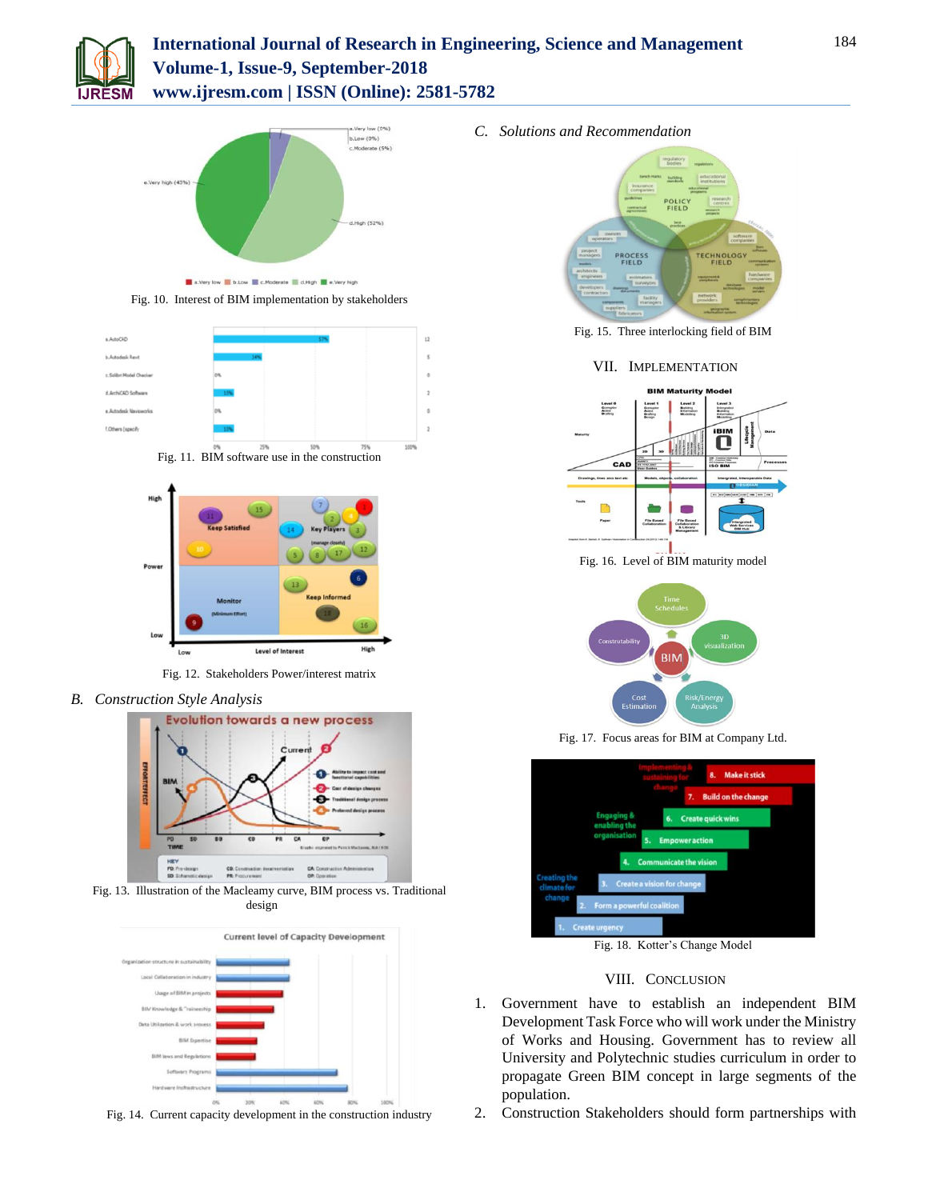Fig. 10. Interest of BIM implementation by stakeholders

Fig. 11. BIM software use in the construction

Fig. 12. Stakeholders Power/interest matrix

## B. *Construction Style Analysis*

Fig. 13. Illustration of the Macleamy curve, BIM process vs. Traditional design

Fig. 14. Current capacity development in the construction industry

## C. *Solutions and Recommendation*

Fig. 15. Three interlocking field of BIM

## VII. IMPLEMENTATION

Fig. 16. Level of BIM maturity model

Fig. 17. Focus areas for BIM at Company Ltd.

Fig. 18. Kotter's Change Model

## VIII. CONCLUSION

1. Government have to establish an independent BIM Development Task Force who will work under the Ministry of Works and Housing. Government has to review all University and Polytechnic studies curriculum in order to propagate Green BIM concept in large segments of the population.
2. Construction Stakeholders should form partnerships with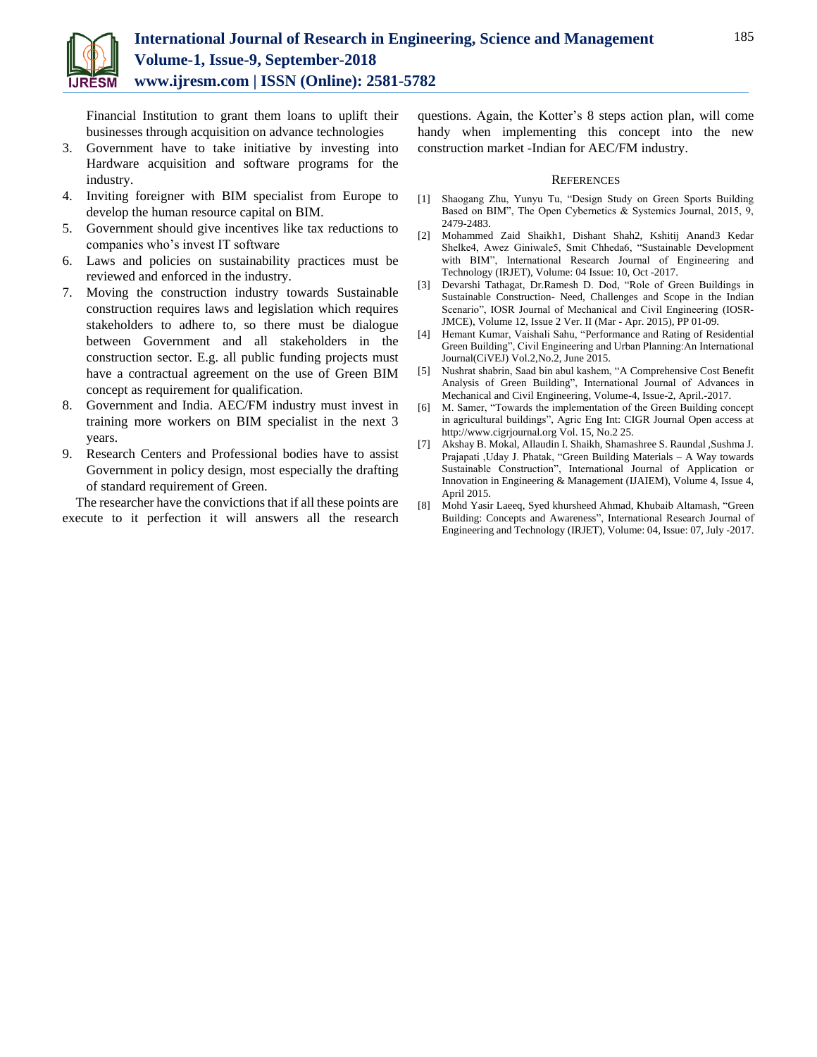Financial Institution to grant them loans to uplift their businesses through acquisition on advance technologies

3. Government have to take initiative by investing into Hardware acquisition and software programs for the industry.
4. Inviting foreigner with BIM specialist from Europe to develop the human resource capital on BIM.
5. Government should give incentives like tax reductions to companies who's invest IT software
6. Laws and policies on sustainability practices must be reviewed and enforced in the industry.
7. Moving the construction industry towards Sustainable construction requires laws and legislation which requires stakeholders to adhere to, so there must be dialogue between Government and all stakeholders in the construction sector. E.g. all public funding projects must have a contractual agreement on the use of Green BIM concept as requirement for qualification.
8. Government and India. AEC/FM industry must invest in training more workers on BIM specialist in the next 3 years.
9. Research Centers and Professional bodies have to assist Government in policy design, most especially the drafting of standard requirement of Green.

The researcher have the convictions that if all these points are execute to it perfection it will answers all the research questions. Again, the Kotter's 8 steps action plan, will come handy when implementing this concept into the new construction market -Indian for AEC/FM industry.

## References

[1] Shaogang Zhu, Yunyu Tu, "Design Study on Green Sports Building Based on BIM", The Open Cybernetics & Systemics Journal, 2015, 9, 2479-2483.

[2] Mohammed Zaid Shaikh1, Dishant Shah2, Kshitij Anand3 Kedar Shelke4, Awez Giniwale5, Smit Chheda6, "Sustainable Development with BIM", International Research Journal of Engineering and Technology (IRJET), Volume: 04 Issue: 10, Oct -2017.

[3] Devarshi Tathagat, Dr.Ramesh D. Dod, "Role of Green Buildings in Sustainable Construction- Need, Challenges and Scope in the Indian Scenario", IOSR Journal of Mechanical and Civil Engineering (IOSR-JMCE), Volume 12, Issue 2 Ver. II (Mar - Apr. 2015), PP 01-09.

[4] Hemant Kumar, Vaishali Sahu, "Performance and Rating of Residential Green Building", Civil Engineering and Urban Planning:An International Journal(CiVEJ) Vol.2,No.2, June 2015.

[5] Nushrat shabrin, Saad bin abul kashem, "A Comprehensive Cost Benefit Analysis of Green Building", International Journal of Advances in Mechanical and Civil Engineering, Volume-4, Issue-2, April.-2017.

[6] M. Samer, "Towards the implementation of the Green Building concept in agricultural buildings", Agric Eng Int: CIGR Journal Open access at http://www.cigrjournal.org Vol. 15, No.2 25.

[7] Akshay B. Mokal, Allaudin I. Shaikh, Shamashree S. Raundal ,Sushma J. Prajapati ,Uday J. Phatak, "Green Building Materials – A Way towards Sustainable Construction", International Journal of Application or Innovation in Engineering & Management (IJAIEM), Volume 4, Issue 4, April 2015.

[8] Mohd Yasir Laeeq, Syed khursheed Ahmad, Khubaib Altamash, "Green Building: Concepts and Awareness", International Research Journal of Engineering and Technology (IRJET), Volume: 04, Issue: 07, July -2017.